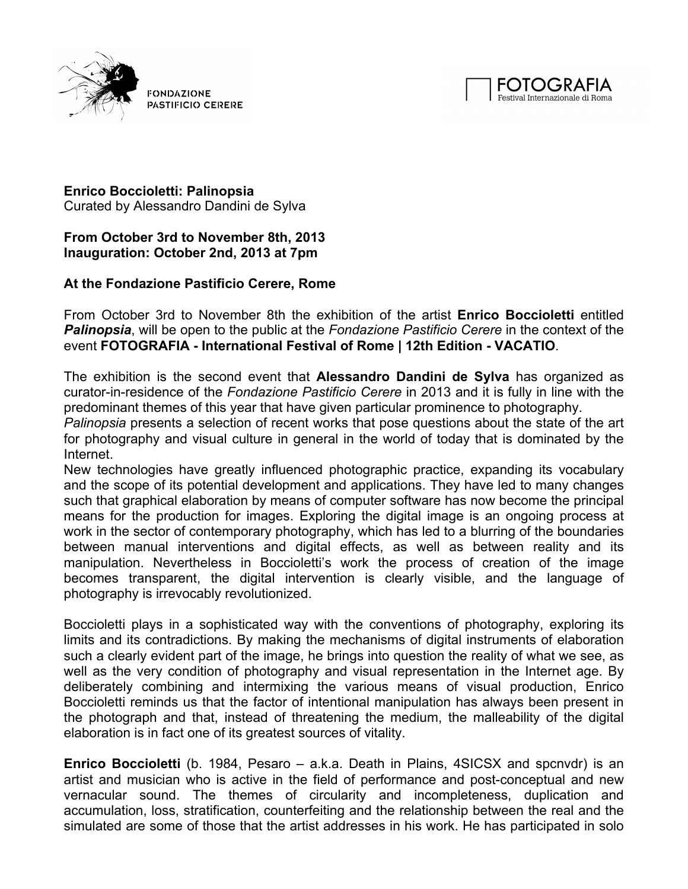FONDAZIONE PASTIFICIO CERERE

FOTOGRAFIA
Festival Internazionale di Roma

**Enrico Boccioletti: Palinopsia**
Curated by Alessandro Dandini de Sylva

**From October 3rd to November 8th, 2013**
**Inauguration: October 2nd, 2013 at 7pm**

**At the Fondazione Pastificio Cerere, Rome**

From October 3rd to November 8th the exhibition of the artist **Enrico Boccioletti** entitled ***Palinopsia***, will be open to the public at the *Fondazione Pastificio Cerere* in the context of the event **FOTOGRAFIA - International Festival of Rome | 12th Edition - VACATIO**.

The exhibition is the second event that **Alessandro Dandini de Sylva** has organized as curator-in-residence of the *Fondazione Pastificio Cerere* in 2013 and it is fully in line with the predominant themes of this year that have given particular prominence to photography.
*Palinopsia* presents a selection of recent works that pose questions about the state of the art for photography and visual culture in general in the world of today that is dominated by the Internet.
New technologies have greatly influenced photographic practice, expanding its vocabulary and the scope of its potential development and applications. They have led to many changes such that graphical elaboration by means of computer software has now become the principal means for the production for images. Exploring the digital image is an ongoing process at work in the sector of contemporary photography, which has led to a blurring of the boundaries between manual interventions and digital effects, as well as between reality and its manipulation. Nevertheless in Boccioletti's work the process of creation of the image becomes transparent, the digital intervention is clearly visible, and the language of photography is irrevocably revolutionized.

Boccioletti plays in a sophisticated way with the conventions of photography, exploring its limits and its contradictions. By making the mechanisms of digital instruments of elaboration such a clearly evident part of the image, he brings into question the reality of what we see, as well as the very condition of photography and visual representation in the Internet age. By deliberately combining and intermixing the various means of visual production, Enrico Boccioletti reminds us that the factor of intentional manipulation has always been present in the photograph and that, instead of threatening the medium, the malleability of the digital elaboration is in fact one of its greatest sources of vitality.

**Enrico Boccioletti** (b. 1984, Pesaro – a.k.a. Death in Plains, 4SICSX and spcnvdr) is an artist and musician who is active in the field of performance and post-conceptual and new vernacular sound. The themes of circularity and incompleteness, duplication and accumulation, loss, stratification, counterfeiting and the relationship between the real and the simulated are some of those that the artist addresses in his work. He has participated in solo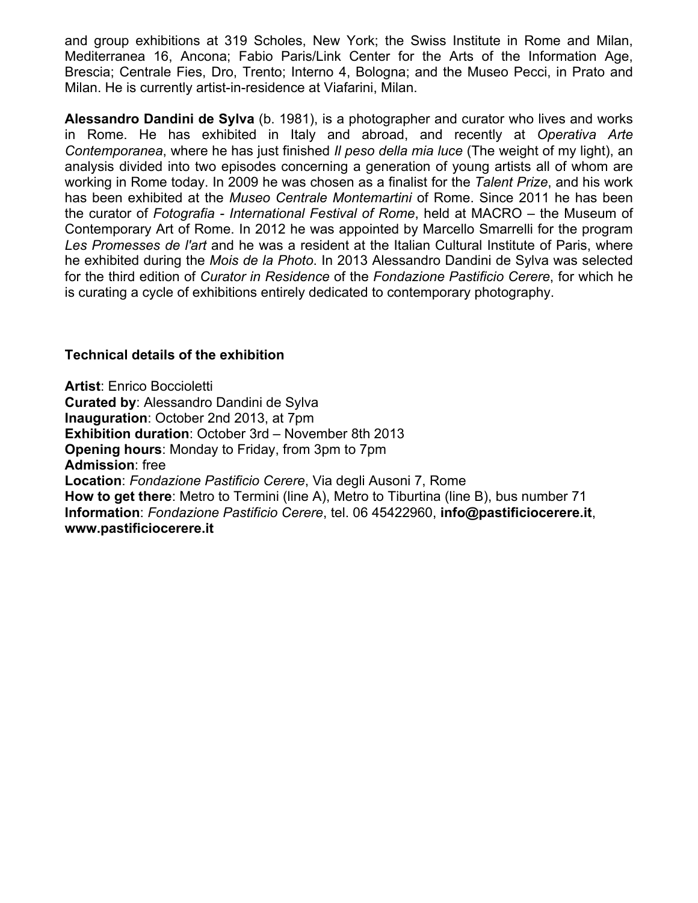and group exhibitions at 319 Scholes, New York; the Swiss Institute in Rome and Milan, Mediterranea 16, Ancona; Fabio Paris/Link Center for the Arts of the Information Age, Brescia; Centrale Fies, Dro, Trento; Interno 4, Bologna; and the Museo Pecci, in Prato and Milan. He is currently artist-in-residence at Viafarini, Milan.

**Alessandro Dandini de Sylva** (b. 1981), is a photographer and curator who lives and works in Rome. He has exhibited in Italy and abroad, and recently at *Operativa Arte Contemporanea*, where he has just finished *Il peso della mia luce* (The weight of my light), an analysis divided into two episodes concerning a generation of young artists all of whom are working in Rome today. In 2009 he was chosen as a finalist for the *Talent Prize*, and his work has been exhibited at the *Museo Centrale Montemartini* of Rome. Since 2011 he has been the curator of *Fotografia - International Festival of Rome*, held at MACRO – the Museum of Contemporary Art of Rome. In 2012 he was appointed by Marcello Smarrelli for the program *Les Promesses de l'art* and he was a resident at the Italian Cultural Institute of Paris, where he exhibited during the *Mois de la Photo*. In 2013 Alessandro Dandini de Sylva was selected for the third edition of *Curator in Residence* of the *Fondazione Pastificio Cerere*, for which he is curating a cycle of exhibitions entirely dedicated to contemporary photography.

**Technical details of the exhibition**

**Artist**: Enrico Boccioletti
**Curated by**: Alessandro Dandini de Sylva
**Inauguration**: October 2nd 2013, at 7pm
**Exhibition duration**: October 3rd – November 8th 2013
**Opening hours**: Monday to Friday, from 3pm to 7pm
**Admission**: free
**Location**: *Fondazione Pastificio Cerere*, Via degli Ausoni 7, Rome
**How to get there**: Metro to Termini (line A), Metro to Tiburtina (line B), bus number 71
**Information**: *Fondazione Pastificio Cerere*, tel. 06 45422960, **info@pastificiocerere.it**, **www.pastificiocerere.it**